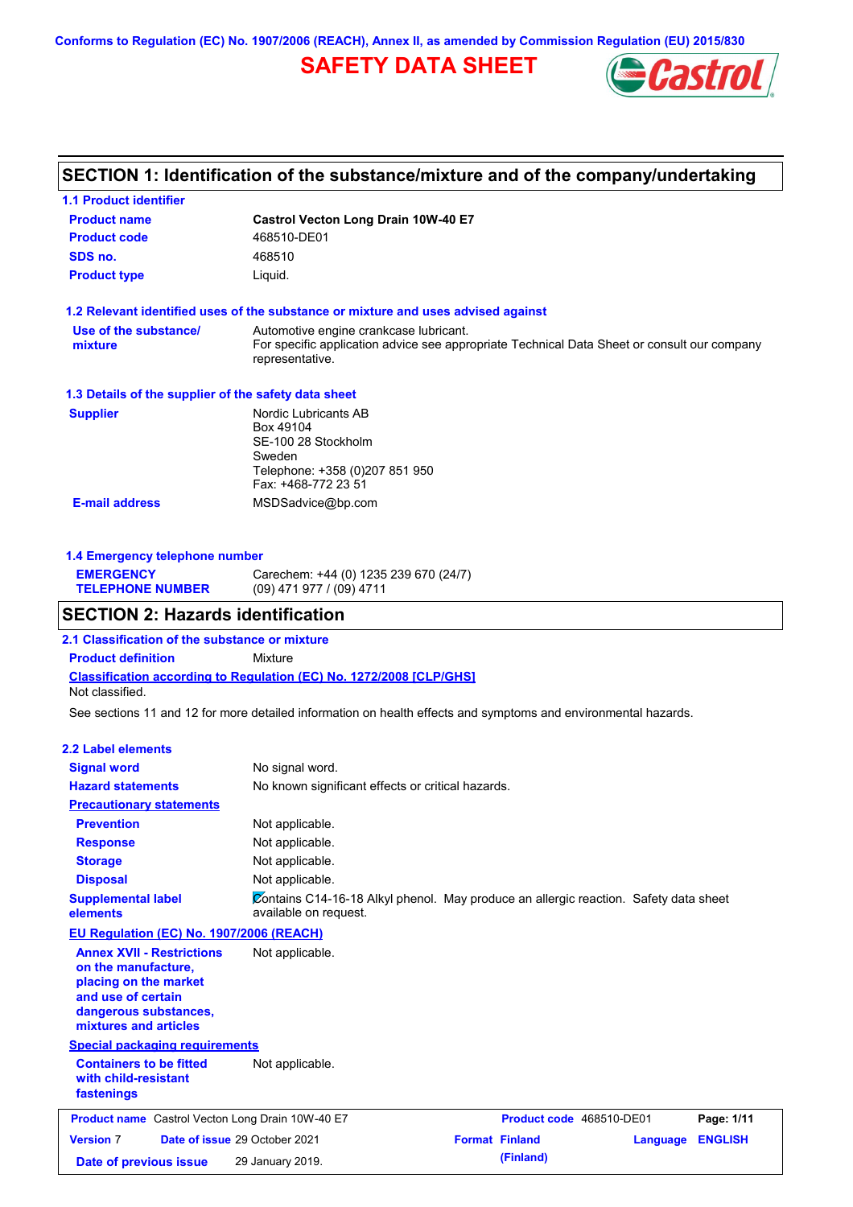Conforms to Regulation (EC) No. 1907/2006 (REACH), Annex II, as amended by Commission Regulation (EU) 2015/830

# SAFETY DATA SHEET

## SECTION 1: Identification of the substance/mixture and of the company/undertaking

### 1.1 Product identifier

| | |
|---|---|
| **Product name** | **Castrol Vecton Long Drain 10W-40 E7** |
| **Product code** | 468510-DE01 |
| **SDS no.** | 468510 |
| **Product type** | Liquid. |

### 1.2 Relevant identified uses of the substance or mixture and uses advised against

| | |
|---|---|
| **Use of the substance/ mixture** | Automotive engine crankcase lubricant. For specific application advice see appropriate Technical Data Sheet or consult our company representative. |

### 1.3 Details of the supplier of the safety data sheet

| | |
|---|---|
| **Supplier** | Nordic Lubricants AB<br>Box 49104<br>SE-100 28 Stockholm<br>Sweden<br>Telephone: +358 (0)207 851 950<br>Fax: +468-772 23 51 |
| **E-mail address** | MSDSadvice@bp.com |

### 1.4 Emergency telephone number

| | |
|---|---|
| **EMERGENCY TELEPHONE NUMBER** | Carechem: +44 (0) 1235 239 670 (24/7)<br>(09) 471 977 / (09) 4711 |

## SECTION 2: Hazards identification

### 2.1 Classification of the substance or mixture

**Product definition** Mixture

**Classification according to Regulation (EC) No. 1272/2008 [CLP/GHS]**

Not classified.

See sections 11 and 12 for more detailed information on health effects and symptoms and environmental hazards.

### 2.2 Label elements

| | |
|---|---|
| **Signal word** | No signal word. |
| **Hazard statements** | No known significant effects or critical hazards. |
| **Precautionary statements** | |
| **Prevention** | Not applicable. |
| **Response** | Not applicable. |
| **Storage** | Not applicable. |
| **Disposal** | Not applicable. |
| **Supplemental label elements** | Contains C14-16-18 Alkyl phenol. May produce an allergic reaction. Safety data sheet available on request. |

**EU Regulation (EC) No. 1907/2006 (REACH)**

| | |
|---|---|
| **Annex XVII - Restrictions on the manufacture, placing on the market and use of certain dangerous substances, mixtures and articles** | Not applicable. |

**Special packaging requirements**

| | |
|---|---|
| **Containers to be fitted with child-resistant fastenings** | Not applicable. |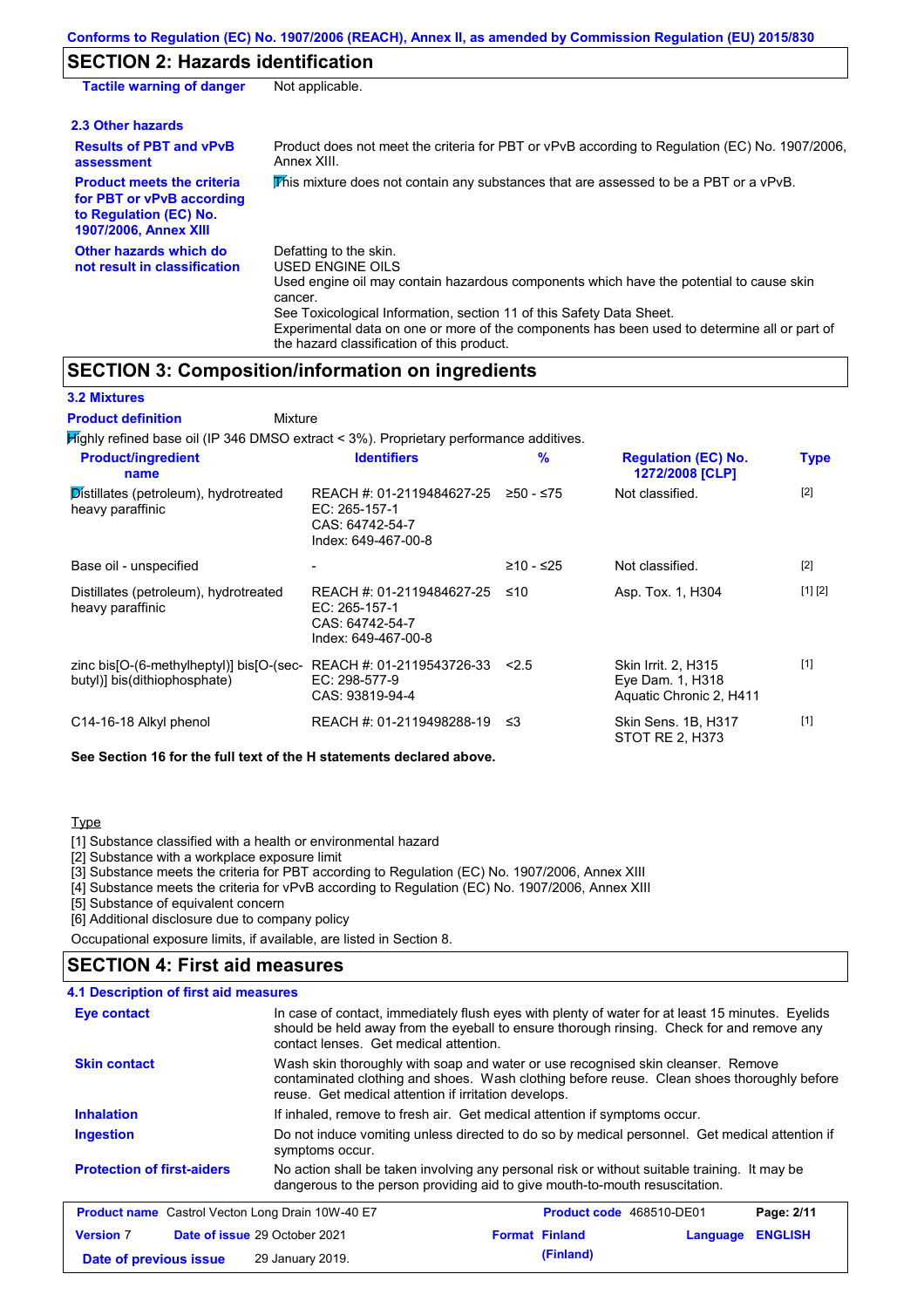## SECTION 2: Hazards identification

**Tactile warning of danger** Not applicable.

### 2.3 Other hazards

| | |
|---|---|
| **Results of PBT and vPvB assessment** | Product does not meet the criteria for PBT or vPvB according to Regulation (EC) No. 1907/2006, Annex XIII. |
| **Product meets the criteria for PBT or vPvB according to Regulation (EC) No. 1907/2006, Annex XIII** | This mixture does not contain any substances that are assessed to be a PBT or a vPvB. |
| **Other hazards which do not result in classification** | Defatting to the skin.<br>USED ENGINE OILS<br>Used engine oil may contain hazardous components which have the potential to cause skin cancer.<br>See Toxicological Information, section 11 of this Safety Data Sheet.<br>Experimental data on one or more of the components has been used to determine all or part of the hazard classification of this product. |

## SECTION 3: Composition/information on ingredients

### 3.2 Mixtures

**Product definition** Mixture

Highly refined base oil (IP 346 DMSO extract < 3%). Proprietary performance additives.

| Product/ingredient name | Identifiers | % | Regulation (EC) No. 1272/2008 [CLP] | Type |
|---|---|---|---|---|
| Distillates (petroleum), hydrotreated heavy paraffinic | REACH #: 01-2119484627-25<br>EC: 265-157-1<br>CAS: 64742-54-7<br>Index: 649-467-00-8 | ≥50 - ≤75 | Not classified. | [2] |
| Base oil - unspecified | - | ≥10 - ≤25 | Not classified. | [2] |
| Distillates (petroleum), hydrotreated heavy paraffinic | REACH #: 01-2119484627-25<br>EC: 265-157-1<br>CAS: 64742-54-7<br>Index: 649-467-00-8 | ≤10 | Asp. Tox. 1, H304 | [1] [2] |
| zinc bis[O-(6-methylheptyl)] bis[O-(sec-butyl)] bis(dithiophosphate) | REACH #: 01-2119543726-33<br>EC: 298-577-9<br>CAS: 93819-94-4 | <2.5 | Skin Irrit. 2, H315<br>Eye Dam. 1, H318<br>Aquatic Chronic 2, H411 | [1] |
| C14-16-18 Alkyl phenol | REACH #: 01-2119498288-19 | ≤3 | Skin Sens. 1B, H317<br>STOT RE 2, H373 | [1] |

**See Section 16 for the full text of the H statements declared above.**

Type

[1] Substance classified with a health or environmental hazard
[2] Substance with a workplace exposure limit
[3] Substance meets the criteria for PBT according to Regulation (EC) No. 1907/2006, Annex XIII
[4] Substance meets the criteria for vPvB according to Regulation (EC) No. 1907/2006, Annex XIII
[5] Substance of equivalent concern
[6] Additional disclosure due to company policy

Occupational exposure limits, if available, are listed in Section 8.

## SECTION 4: First aid measures

### 4.1 Description of first aid measures

| | |
|---|---|
| **Eye contact** | In case of contact, immediately flush eyes with plenty of water for at least 15 minutes. Eyelids should be held away from the eyeball to ensure thorough rinsing. Check for and remove any contact lenses. Get medical attention. |
| **Skin contact** | Wash skin thoroughly with soap and water or use recognised skin cleanser. Remove contaminated clothing and shoes. Wash clothing before reuse. Clean shoes thoroughly before reuse. Get medical attention if irritation develops. |
| **Inhalation** | If inhaled, remove to fresh air. Get medical attention if symptoms occur. |
| **Ingestion** | Do not induce vomiting unless directed to do so by medical personnel. Get medical attention if symptoms occur. |
| **Protection of first-aiders** | No action shall be taken involving any personal risk or without suitable training. It may be dangerous to the person providing aid to give mouth-to-mouth resuscitation. |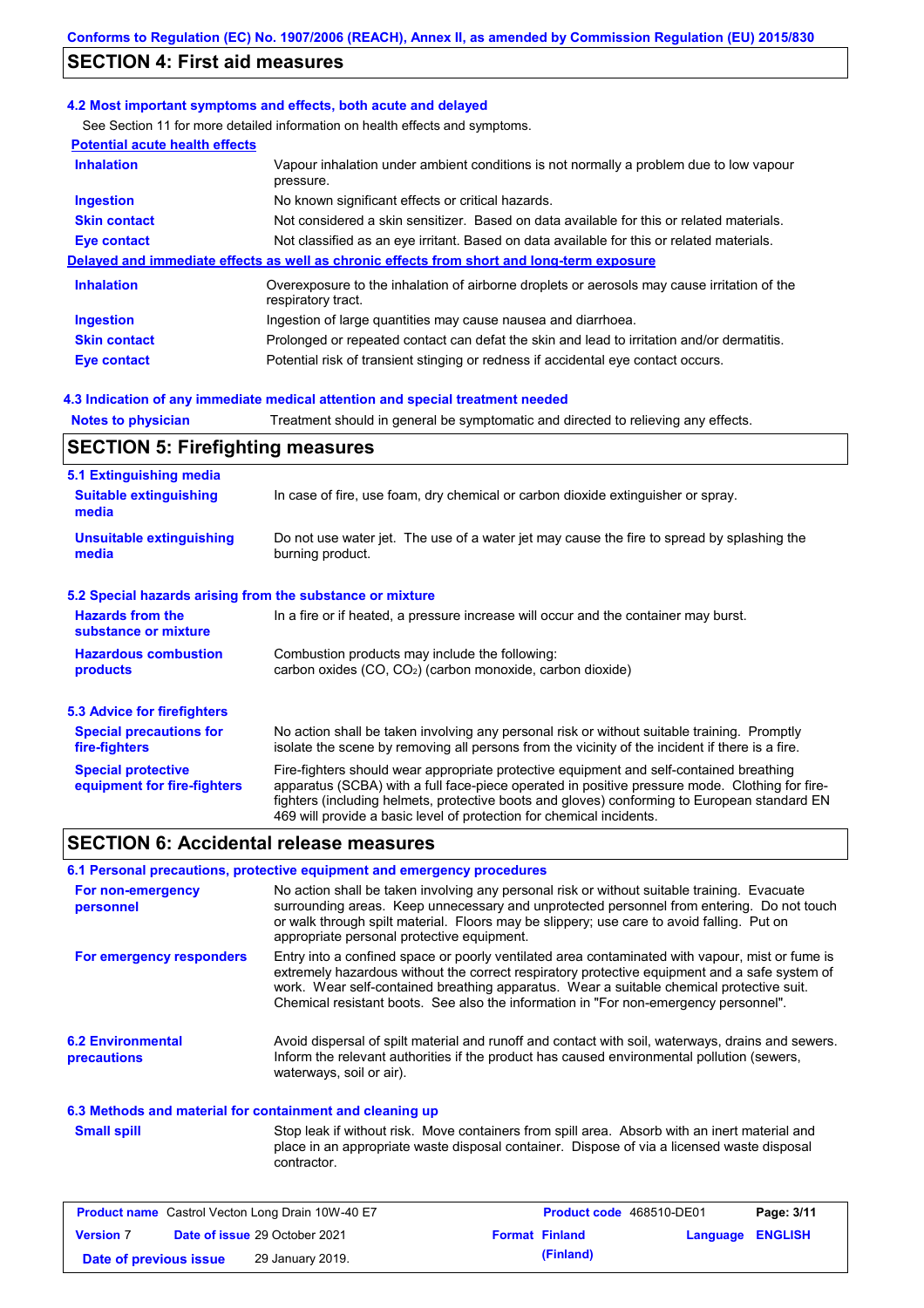## SECTION 4: First aid measures

### 4.2 Most important symptoms and effects, both acute and delayed

See Section 11 for more detailed information on health effects and symptoms.

**Potential acute health effects**

| | |
|---|---|
| **Inhalation** | Vapour inhalation under ambient conditions is not normally a problem due to low vapour pressure. |
| **Ingestion** | No known significant effects or critical hazards. |
| **Skin contact** | Not considered a skin sensitizer. Based on data available for this or related materials. |
| **Eye contact** | Not classified as an eye irritant. Based on data available for this or related materials. |

**Delayed and immediate effects as well as chronic effects from short and long-term exposure**

| | |
|---|---|
| **Inhalation** | Overexposure to the inhalation of airborne droplets or aerosols may cause irritation of the respiratory tract. |
| **Ingestion** | Ingestion of large quantities may cause nausea and diarrhoea. |
| **Skin contact** | Prolonged or repeated contact can defat the skin and lead to irritation and/or dermatitis. |
| **Eye contact** | Potential risk of transient stinging or redness if accidental eye contact occurs. |

### 4.3 Indication of any immediate medical attention and special treatment needed

**Notes to physician** Treatment should in general be symptomatic and directed to relieving any effects.

## SECTION 5: Firefighting measures

### 5.1 Extinguishing media

| | |
|---|---|
| **Suitable extinguishing media** | In case of fire, use foam, dry chemical or carbon dioxide extinguisher or spray. |
| **Unsuitable extinguishing media** | Do not use water jet. The use of a water jet may cause the fire to spread by splashing the burning product. |

### 5.2 Special hazards arising from the substance or mixture

| | |
|---|---|
| **Hazards from the substance or mixture** | In a fire or if heated, a pressure increase will occur and the container may burst. |
| **Hazardous combustion products** | Combustion products may include the following: carbon oxides (CO, $CO_2$) (carbon monoxide, carbon dioxide) |

### 5.3 Advice for firefighters

| | |
|---|---|
| **Special precautions for fire-fighters** | No action shall be taken involving any personal risk or without suitable training. Promptly isolate the scene by removing all persons from the vicinity of the incident if there is a fire. |
| **Special protective equipment for fire-fighters** | Fire-fighters should wear appropriate protective equipment and self-contained breathing apparatus (SCBA) with a full face-piece operated in positive pressure mode. Clothing for fire-fighters (including helmets, protective boots and gloves) conforming to European standard EN 469 will provide a basic level of protection for chemical incidents. |

## SECTION 6: Accidental release measures

### 6.1 Personal precautions, protective equipment and emergency procedures

| | |
|---|---|
| **For non-emergency personnel** | No action shall be taken involving any personal risk or without suitable training. Evacuate surrounding areas. Keep unnecessary and unprotected personnel from entering. Do not touch or walk through spilt material. Floors may be slippery; use care to avoid falling. Put on appropriate personal protective equipment. |
| **For emergency responders** | Entry into a confined space or poorly ventilated area contaminated with vapour, mist or fume is extremely hazardous without the correct respiratory protective equipment and a safe system of work. Wear self-contained breathing apparatus. Wear a suitable chemical protective suit. Chemical resistant boots. See also the information in "For non-emergency personnel". |

**6.2 Environmental precautions** Avoid dispersal of spilt material and runoff and contact with soil, waterways, drains and sewers. Inform the relevant authorities if the product has caused environmental pollution (sewers, waterways, soil or air).

### 6.3 Methods and material for containment and cleaning up

**Small spill** Stop leak if without risk. Move containers from spill area. Absorb with an inert material and place in an appropriate waste disposal container. Dispose of via a licensed waste disposal contractor.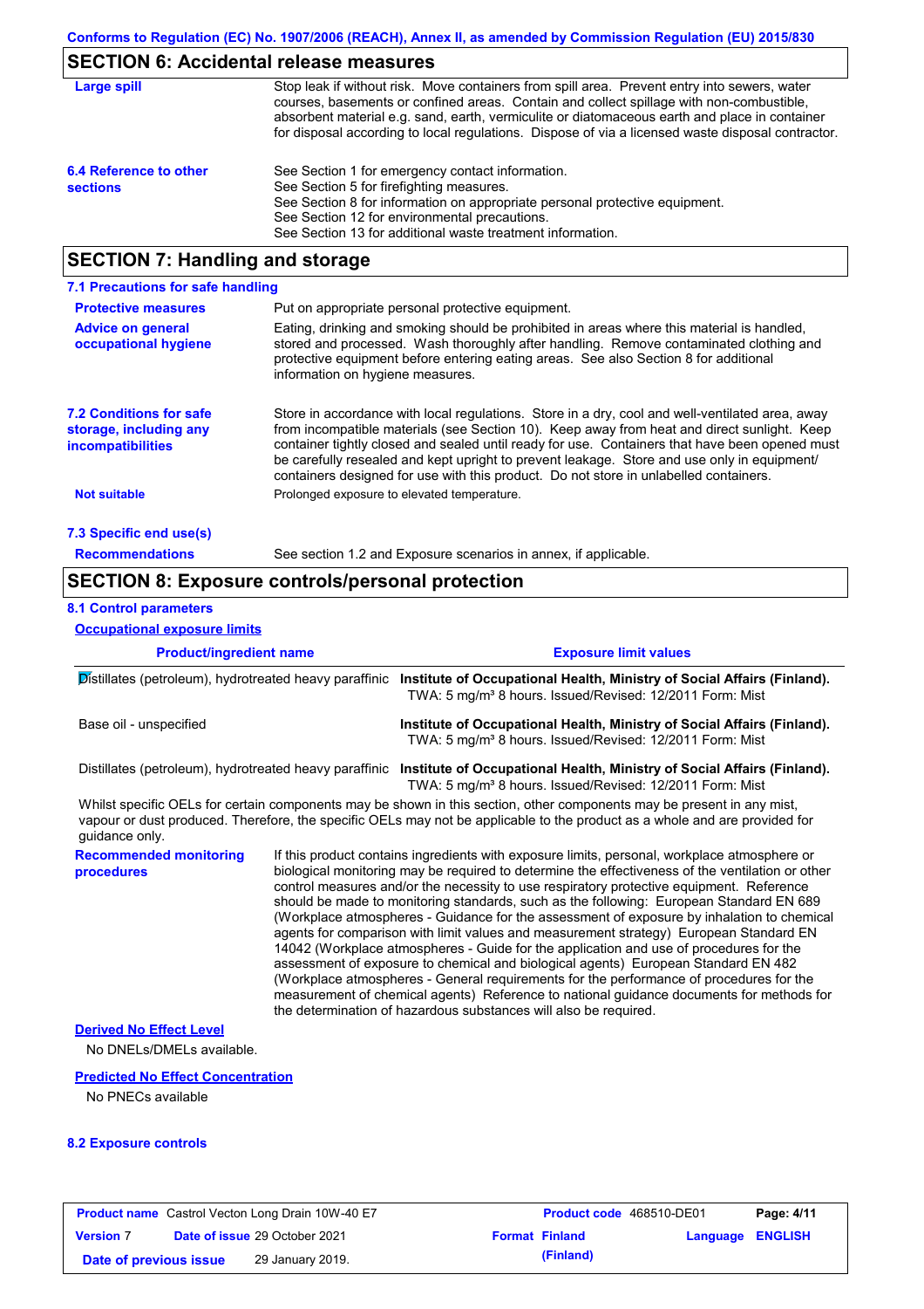## SECTION 6: Accidental release measures

**Large spill**

Stop leak if without risk. Move containers from spill area. Prevent entry into sewers, water courses, basements or confined areas. Contain and collect spillage with non-combustible, absorbent material e.g. sand, earth, vermiculite or diatomaceous earth and place in container for disposal according to local regulations. Dispose of via a licensed waste disposal contractor.

**6.4 Reference to other sections**

See Section 1 for emergency contact information.
See Section 5 for firefighting measures.
See Section 8 for information on appropriate personal protective equipment.
See Section 12 for environmental precautions.
See Section 13 for additional waste treatment information.

## SECTION 7: Handling and storage

### 7.1 Precautions for safe handling

**Protective measures**

Put on appropriate personal protective equipment.

**Advice on general occupational hygiene**

Eating, drinking and smoking should be prohibited in areas where this material is handled, stored and processed. Wash thoroughly after handling. Remove contaminated clothing and protective equipment before entering eating areas. See also Section 8 for additional information on hygiene measures.

**7.2 Conditions for safe storage, including any incompatibilities**

Store in accordance with local regulations. Store in a dry, cool and well-ventilated area, away from incompatible materials (see Section 10). Keep away from heat and direct sunlight. Keep container tightly closed and sealed until ready for use. Containers that have been opened must be carefully resealed and kept upright to prevent leakage. Store and use only in equipment/ containers designed for use with this product. Do not store in unlabelled containers.

**Not suitable**

Prolonged exposure to elevated temperature.

### 7.3 Specific end use(s)

**Recommendations**

See section 1.2 and Exposure scenarios in annex, if applicable.

## SECTION 8: Exposure controls/personal protection

### 8.1 Control parameters

**Occupational exposure limits**

| Product/ingredient name | Exposure limit values |
|---|---|
| Distillates (petroleum), hydrotreated heavy paraffinic | **Institute of Occupational Health, Ministry of Social Affairs (Finland).** TWA: 5 mg/m³ 8 hours. Issued/Revised: 12/2011 Form: Mist |
| Base oil - unspecified | **Institute of Occupational Health, Ministry of Social Affairs (Finland).** TWA: 5 mg/m³ 8 hours. Issued/Revised: 12/2011 Form: Mist |
| Distillates (petroleum), hydrotreated heavy paraffinic | **Institute of Occupational Health, Ministry of Social Affairs (Finland).** TWA: 5 mg/m³ 8 hours. Issued/Revised: 12/2011 Form: Mist |

Whilst specific OELs for certain components may be shown in this section, other components may be present in any mist, vapour or dust produced. Therefore, the specific OELs may not be applicable to the product as a whole and are provided for guidance only.

**Recommended monitoring procedures**

If this product contains ingredients with exposure limits, personal, workplace atmosphere or biological monitoring may be required to determine the effectiveness of the ventilation or other control measures and/or the necessity to use respiratory protective equipment. Reference should be made to monitoring standards, such as the following: European Standard EN 689 (Workplace atmospheres - Guidance for the assessment of exposure by inhalation to chemical agents for comparison with limit values and measurement strategy) European Standard EN 14042 (Workplace atmospheres - Guide for the application and use of procedures for the assessment of exposure to chemical and biological agents) European Standard EN 482 (Workplace atmospheres - General requirements for the performance of procedures for the measurement of chemical agents) Reference to national guidance documents for methods for the determination of hazardous substances will also be required.

**Derived No Effect Level**

No DNELs/DMELs available.

**Predicted No Effect Concentration**

No PNECs available

### 8.2 Exposure controls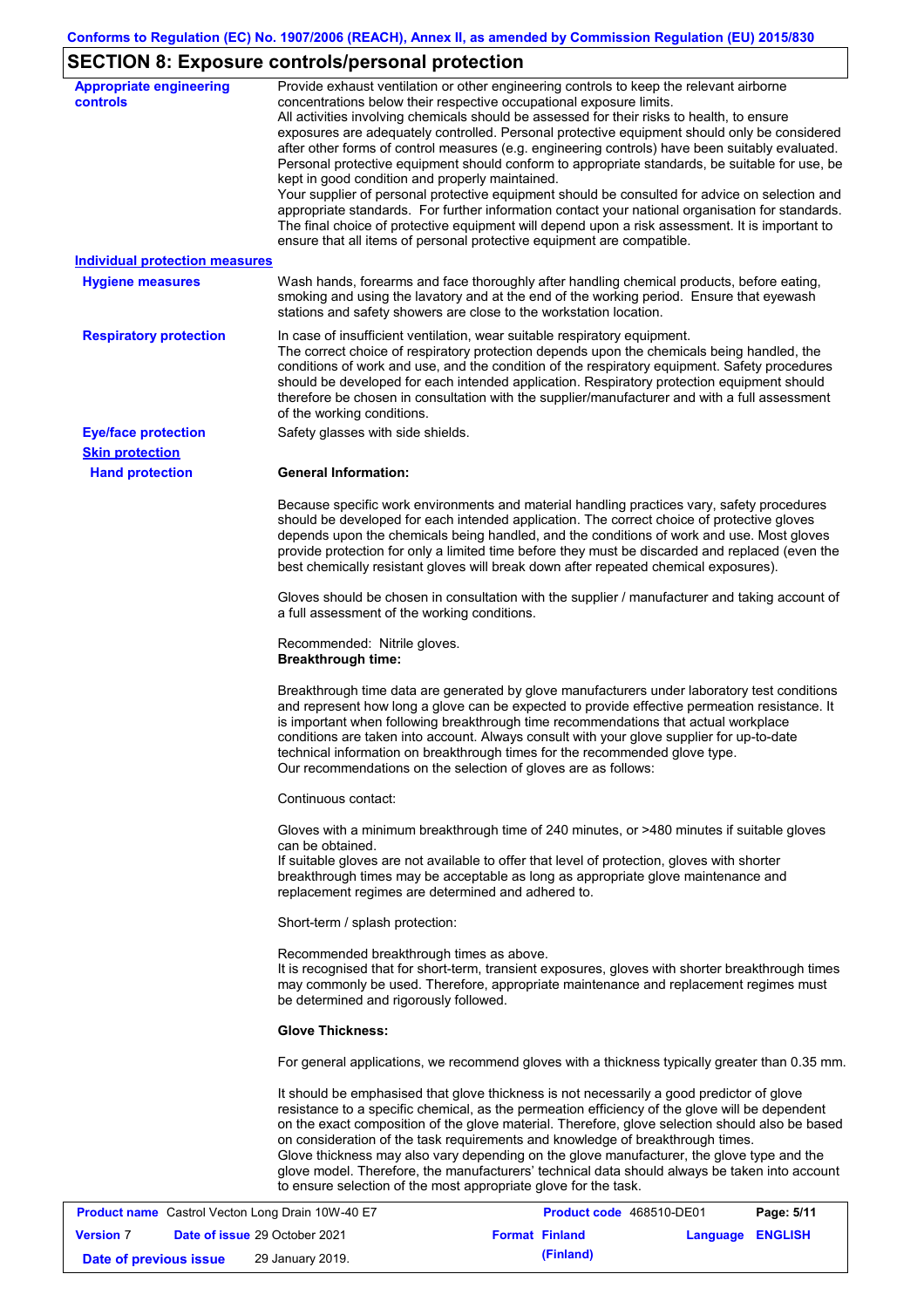## SECTION 8: Exposure controls/personal protection

**Appropriate engineering controls**

Provide exhaust ventilation or other engineering controls to keep the relevant airborne concentrations below their respective occupational exposure limits.
All activities involving chemicals should be assessed for their risks to health, to ensure exposures are adequately controlled. Personal protective equipment should only be considered after other forms of control measures (e.g. engineering controls) have been suitably evaluated. Personal protective equipment should conform to appropriate standards, be suitable for use, be kept in good condition and properly maintained.
Your supplier of personal protective equipment should be consulted for advice on selection and appropriate standards. For further information contact your national organisation for standards. The final choice of protective equipment will depend upon a risk assessment. It is important to ensure that all items of personal protective equipment are compatible.

### Individual protection measures

**Hygiene measures**

Wash hands, forearms and face thoroughly after handling chemical products, before eating, smoking and using the lavatory and at the end of the working period. Ensure that eyewash stations and safety showers are close to the workstation location.

**Respiratory protection**

In case of insufficient ventilation, wear suitable respiratory equipment.
The correct choice of respiratory protection depends upon the chemicals being handled, the conditions of work and use, and the condition of the respiratory equipment. Safety procedures should be developed for each intended application. Respiratory protection equipment should therefore be chosen in consultation with the supplier/manufacturer and with a full assessment of the working conditions.

**Eye/face protection**

Safety glasses with side shields.

**Skin protection**

**Hand protection**

**General Information:**

Because specific work environments and material handling practices vary, safety procedures should be developed for each intended application. The correct choice of protective gloves depends upon the chemicals being handled, and the conditions of work and use. Most gloves provide protection for only a limited time before they must be discarded and replaced (even the best chemically resistant gloves will break down after repeated chemical exposures).

Gloves should be chosen in consultation with the supplier / manufacturer and taking account of a full assessment of the working conditions.

Recommended: Nitrile gloves.
**Breakthrough time:**

Breakthrough time data are generated by glove manufacturers under laboratory test conditions and represent how long a glove can be expected to provide effective permeation resistance. It is important when following breakthrough time recommendations that actual workplace conditions are taken into account. Always consult with your glove supplier for up-to-date technical information on breakthrough times for the recommended glove type.
Our recommendations on the selection of gloves are as follows:

Continuous contact:

Gloves with a minimum breakthrough time of 240 minutes, or >480 minutes if suitable gloves can be obtained.
If suitable gloves are not available to offer that level of protection, gloves with shorter breakthrough times may be acceptable as long as appropriate glove maintenance and replacement regimes are determined and adhered to.

Short-term / splash protection:

Recommended breakthrough times as above.
It is recognised that for short-term, transient exposures, gloves with shorter breakthrough times may commonly be used. Therefore, appropriate maintenance and replacement regimes must be determined and rigorously followed.

**Glove Thickness:**

For general applications, we recommend gloves with a thickness typically greater than 0.35 mm.

It should be emphasised that glove thickness is not necessarily a good predictor of glove resistance to a specific chemical, as the permeation efficiency of the glove will be dependent on the exact composition of the glove material. Therefore, glove selection should also be based on consideration of the task requirements and knowledge of breakthrough times.
Glove thickness may also vary depending on the glove manufacturer, the glove type and the glove model. Therefore, the manufacturers' technical data should always be taken into account to ensure selection of the most appropriate glove for the task.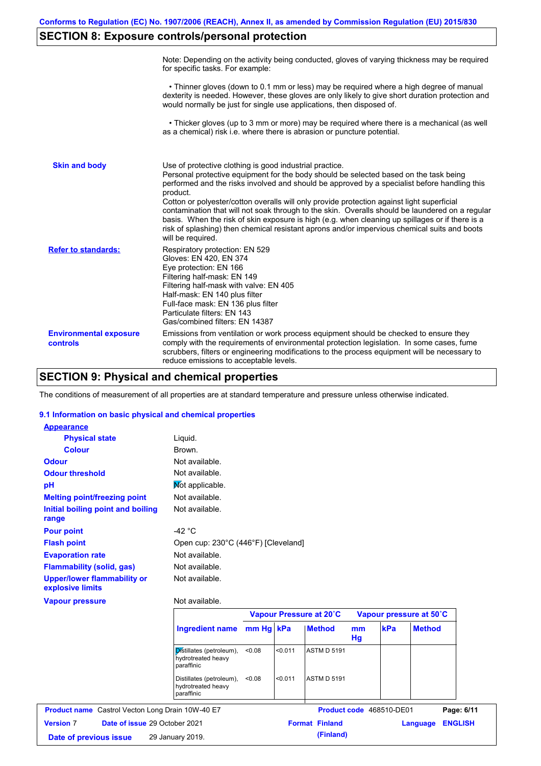Conforms to Regulation (EC) No. 1907/2006 (REACH), Annex II, as amended by Commission Regulation (EU) 2015/830

## SECTION 8: Exposure controls/personal protection

Note: Depending on the activity being conducted, gloves of varying thickness may be required for specific tasks. For example:

• Thinner gloves (down to 0.1 mm or less) may be required where a high degree of manual dexterity is needed. However, these gloves are only likely to give short duration protection and would normally be just for single use applications, then disposed of.

• Thicker gloves (up to 3 mm or more) may be required where there is a mechanical (as well as a chemical) risk i.e. where there is abrasion or puncture potential.

**Skin and body**

Use of protective clothing is good industrial practice.
Personal protective equipment for the body should be selected based on the task being performed and the risks involved and should be approved by a specialist before handling this product.
Cotton or polyester/cotton overalls will only provide protection against light superficial contamination that will not soak through to the skin. Overalls should be laundered on a regular basis. When the risk of skin exposure is high (e.g. when cleaning up spillages or if there is a risk of splashing) then chemical resistant aprons and/or impervious chemical suits and boots will be required.

**Refer to standards:**

Respiratory protection: EN 529
Gloves: EN 420, EN 374
Eye protection: EN 166
Filtering half-mask: EN 149
Filtering half-mask with valve: EN 405
Half-mask: EN 140 plus filter
Full-face mask: EN 136 plus filter
Particulate filters: EN 143
Gas/combined filters: EN 14387

**Environmental exposure controls**

Emissions from ventilation or work process equipment should be checked to ensure they comply with the requirements of environmental protection legislation. In some cases, fume scrubbers, filters or engineering modifications to the process equipment will be necessary to reduce emissions to acceptable levels.

## SECTION 9: Physical and chemical properties

The conditions of measurement of all properties are at standard temperature and pressure unless otherwise indicated.

### 9.1 Information on basic physical and chemical properties

**Appearance**

| | |
|---|---|
| **Physical state** | Liquid. |
| **Colour** | Brown. |
| **Odour** | Not available. |
| **Odour threshold** | Not available. |
| **pH** | Not applicable. |
| **Melting point/freezing point** | Not available. |
| **Initial boiling point and boiling range** | Not available. |
| **Pour point** | -42 °C |
| **Flash point** | Open cup: 230°C (446°F) [Cleveland] |
| **Evaporation rate** | Not available. |
| **Flammability (solid, gas)** | Not available. |
| **Upper/lower flammability or explosive limits** | Not available. |
| **Vapour pressure** | Not available. |

| | Vapour Pressure at 20˚C | | | Vapour pressure at 50˚C | | |
|---|---|---|---|---|---|---|
| **Ingredient name** | **mm Hg** | **kPa** | **Method** | **mm Hg** | **kPa** | **Method** |
| Distillates (petroleum), hydrotreated heavy paraffinic | <0.08 | <0.011 | ASTM D 5191 | | | |
| Distillates (petroleum), hydrotreated heavy paraffinic | <0.08 | <0.011 | ASTM D 5191 | | | |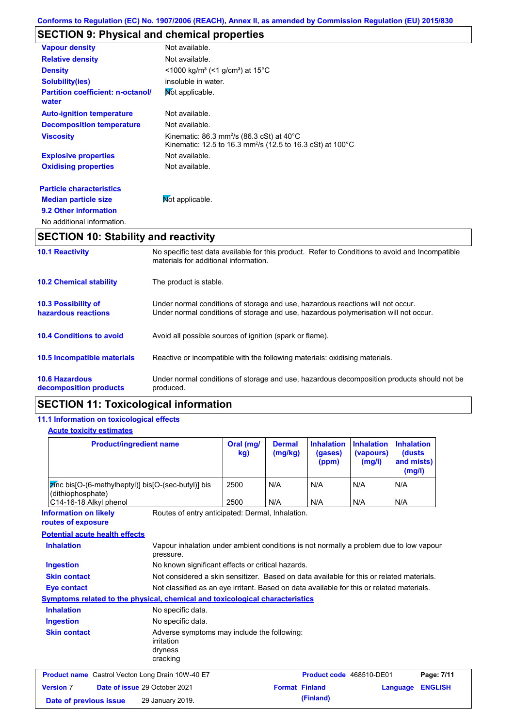Conforms to Regulation (EC) No. 1907/2006 (REACH), Annex II, as amended by Commission Regulation (EU) 2015/830

## SECTION 9: Physical and chemical properties

| | |
|---|---|
| **Vapour density** | Not available. |
| **Relative density** | Not available. |
| **Density** | <1000 kg/m³ (<1 g/cm³) at 15°C |
| **Solubility(ies)** | insoluble in water. |
| **Partition coefficient: n-octanol/ water** | Not applicable. |
| **Auto-ignition temperature** | Not available. |
| **Decomposition temperature** | Not available. |
| **Viscosity** | Kinematic: 86.3 mm²/s (86.3 cSt) at 40°C<br>Kinematic: 12.5 to 16.3 mm²/s (12.5 to 16.3 cSt) at 100°C |
| **Explosive properties** | Not available. |
| **Oxidising properties** | Not available. |

**Particle characteristics**

**Median particle size** Not applicable.

**9.2 Other information**

No additional information.

## SECTION 10: Stability and reactivity

| | |
|---|---|
| **10.1 Reactivity** | No specific test data available for this product. Refer to Conditions to avoid and Incompatible materials for additional information. |
| **10.2 Chemical stability** | The product is stable. |
| **10.3 Possibility of hazardous reactions** | Under normal conditions of storage and use, hazardous reactions will not occur.<br>Under normal conditions of storage and use, hazardous polymerisation will not occur. |
| **10.4 Conditions to avoid** | Avoid all possible sources of ignition (spark or flame). |
| **10.5 Incompatible materials** | Reactive or incompatible with the following materials: oxidising materials. |
| **10.6 Hazardous decomposition products** | Under normal conditions of storage and use, hazardous decomposition products should not be produced. |

## SECTION 11: Toxicological information

### 11.1 Information on toxicological effects

**Acute toxicity estimates**

| Product/ingredient name | Oral (mg/kg) | Dermal (mg/kg) | Inhalation (gases) (ppm) | Inhalation (vapours) (mg/l) | Inhalation (dusts and mists) (mg/l) |
|---|---|---|---|---|---|
| zinc bis[O-(6-methylheptyl)] bis[O-(sec-butyl)] bis (dithiophosphate) | 2500 | N/A | N/A | N/A | N/A |
| C14-16-18 Alkyl phenol | 2500 | N/A | N/A | N/A | N/A |

**Information on likely routes of exposure** Routes of entry anticipated: Dermal, Inhalation.

**Potential acute health effects**

| | |
|---|---|
| **Inhalation** | Vapour inhalation under ambient conditions is not normally a problem due to low vapour pressure. |
| **Ingestion** | No known significant effects or critical hazards. |
| **Skin contact** | Not considered a skin sensitizer. Based on data available for this or related materials. |
| **Eye contact** | Not classified as an eye irritant. Based on data available for this or related materials. |

**Symptoms related to the physical, chemical and toxicological characteristics**

| | |
|---|---|
| **Inhalation** | No specific data. |
| **Ingestion** | No specific data. |
| **Skin contact** | Adverse symptoms may include the following:<br>irritation<br>dryness<br>cracking |

**Product name** Castrol Vecton Long Drain 10W-40 E7 **Product code** 468510-DE01
**Version** 7 **Date of issue** 29 October 2021 **Format** Finland (Finland) **Language** ENGLISH
**Date of previous issue** 29 January 2019.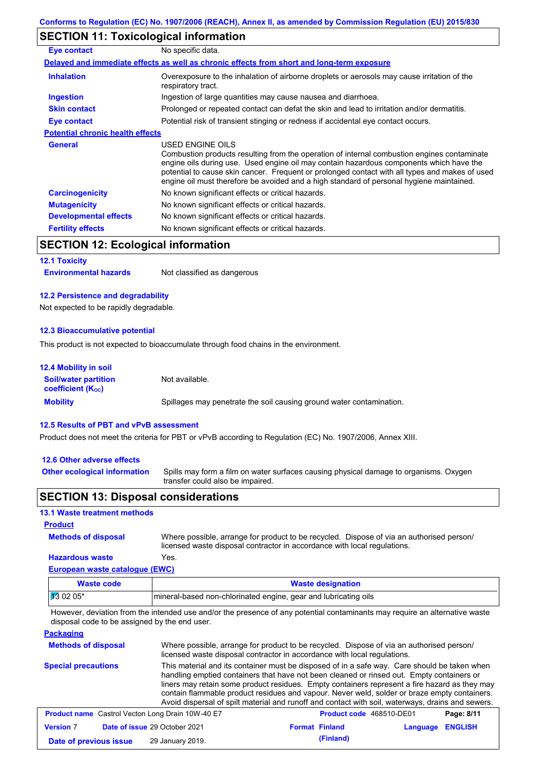## SECTION 11: Toxicological information

| | |
|---|---|
| **Eye contact** | No specific data. |

**Delayed and immediate effects as well as chronic effects from short and long-term exposure**

| | |
|---|---|
| **Inhalation** | Overexposure to the inhalation of airborne droplets or aerosols may cause irritation of the respiratory tract. |
| **Ingestion** | Ingestion of large quantities may cause nausea and diarrhoea. |
| **Skin contact** | Prolonged or repeated contact can defat the skin and lead to irritation and/or dermatitis. |
| **Eye contact** | Potential risk of transient stinging or redness if accidental eye contact occurs. |

**Potential chronic health effects**

| | |
|---|---|
| **General** | USED ENGINE OILS<br>Combustion products resulting from the operation of internal combustion engines contaminate engine oils during use. Used engine oil may contain hazardous components which have the potential to cause skin cancer. Frequent or prolonged contact with all types and makes of used engine oil must therefore be avoided and a high standard of personal hygiene maintained. |
| **Carcinogenicity** | No known significant effects or critical hazards. |
| **Mutagenicity** | No known significant effects or critical hazards. |
| **Developmental effects** | No known significant effects or critical hazards. |
| **Fertility effects** | No known significant effects or critical hazards. |

## SECTION 12: Ecological information

### 12.1 Toxicity

| | |
|---|---|
| **Environmental hazards** | Not classified as dangerous |

### 12.2 Persistence and degradability

Not expected to be rapidly degradable.

### 12.3 Bioaccumulative potential

This product is not expected to bioaccumulate through food chains in the environment.

### 12.4 Mobility in soil

| | |
|---|---|
| **Soil/water partition coefficient ($K_{OC}$)** | Not available. |
| **Mobility** | Spillages may penetrate the soil causing ground water contamination. |

### 12.5 Results of PBT and vPvB assessment

Product does not meet the criteria for PBT or vPvB according to Regulation (EC) No. 1907/2006, Annex XIII.

### 12.6 Other adverse effects

| | |
|---|---|
| **Other ecological information** | Spills may form a film on water surfaces causing physical damage to organisms. Oxygen transfer could also be impaired. |

## SECTION 13: Disposal considerations

### 13.1 Waste treatment methods

**Product**

| | |
|---|---|
| **Methods of disposal** | Where possible, arrange for product to be recycled. Dispose of via an authorised person/ licensed waste disposal contractor in accordance with local regulations. |
| **Hazardous waste** | Yes. |

**European waste catalogue (EWC)**

| Waste code | Waste designation |
|---|---|
| 13 02 05* | mineral-based non-chlorinated engine, gear and lubricating oils |

However, deviation from the intended use and/or the presence of any potential contaminants may require an alternative waste disposal code to be assigned by the end user.

**Packaging**

| | |
|---|---|
| **Methods of disposal** | Where possible, arrange for product to be recycled. Dispose of via an authorised person/ licensed waste disposal contractor in accordance with local regulations. |
| **Special precautions** | This material and its container must be disposed of in a safe way. Care should be taken when handling emptied containers that have not been cleaned or rinsed out. Empty containers or liners may retain some product residues. Empty containers represent a fire hazard as they may contain flammable product residues and vapour. Never weld, solder or braze empty containers. Avoid dispersal of spilt material and runoff and contact with soil, waterways, drains and sewers. |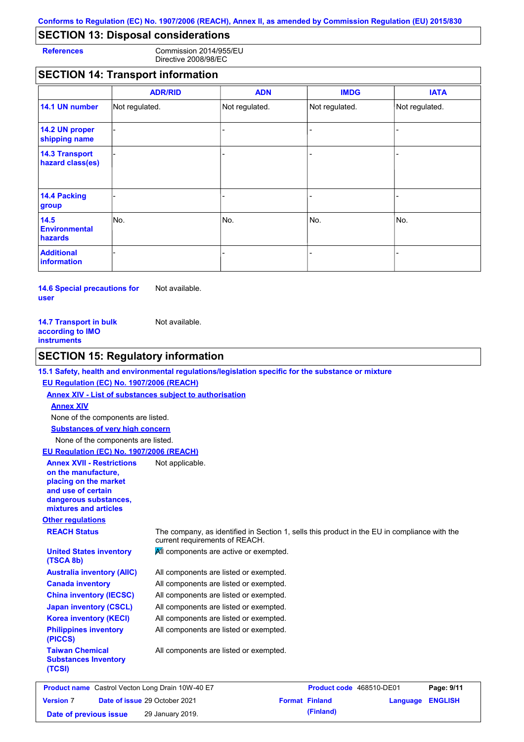Conforms to Regulation (EC) No. 1907/2006 (REACH), Annex II, as amended by Commission Regulation (EU) 2015/830

## SECTION 13: Disposal considerations

**References** Commission 2014/955/EU
Directive 2008/98/EC

## SECTION 14: Transport information

| | ADR/RID | ADN | IMDG | IATA |
|---|---|---|---|---|
| **14.1 UN number** | Not regulated. | Not regulated. | Not regulated. | Not regulated. |
| **14.2 UN proper shipping name** | - | - | - | - |
| **14.3 Transport hazard class(es)** | - | - | - | - |
| **14.4 Packing group** | - | - | - | - |
| **14.5 Environmental hazards** | No. | No. | No. | No. |
| **Additional information** | - | - | - | - |

**14.6 Special precautions for user** Not available.

**14.7 Transport in bulk according to IMO instruments** Not available.

## SECTION 15: Regulatory information

**15.1 Safety, health and environmental regulations/legislation specific for the substance or mixture**

**EU Regulation (EC) No. 1907/2006 (REACH)**

**Annex XIV - List of substances subject to authorisation**

**Annex XIV**

None of the components are listed.

**Substances of very high concern**

None of the components are listed.

**EU Regulation (EC) No. 1907/2006 (REACH)**

**Annex XVII - Restrictions on the manufacture, placing on the market and use of certain dangerous substances, mixtures and articles** Not applicable.

**Other regulations**

**REACH Status** The company, as identified in Section 1, sells this product in the EU in compliance with the current requirements of REACH.

**United States inventory (TSCA 8b)** All components are active or exempted.

**Australia inventory (AIIC)** All components are listed or exempted.

**Canada inventory** All components are listed or exempted.

**China inventory (IECSC)** All components are listed or exempted.

**Japan inventory (CSCL)** All components are listed or exempted.

**Korea inventory (KECI)** All components are listed or exempted.

**Philippines inventory (PICCS)** All components are listed or exempted.

**Taiwan Chemical Substances Inventory (TCSI)** All components are listed or exempted.

| Product name | Castrol Vecton Long Drain 10W-40 E7 | Product code | 468510-DE01 | Page: 9/11 |
|---|---|---|---|---|
| Version 7 | Date of issue 29 October 2021 | Format Finland (Finland) | Language ENGLISH | |
| Date of previous issue | 29 January 2019. | | | |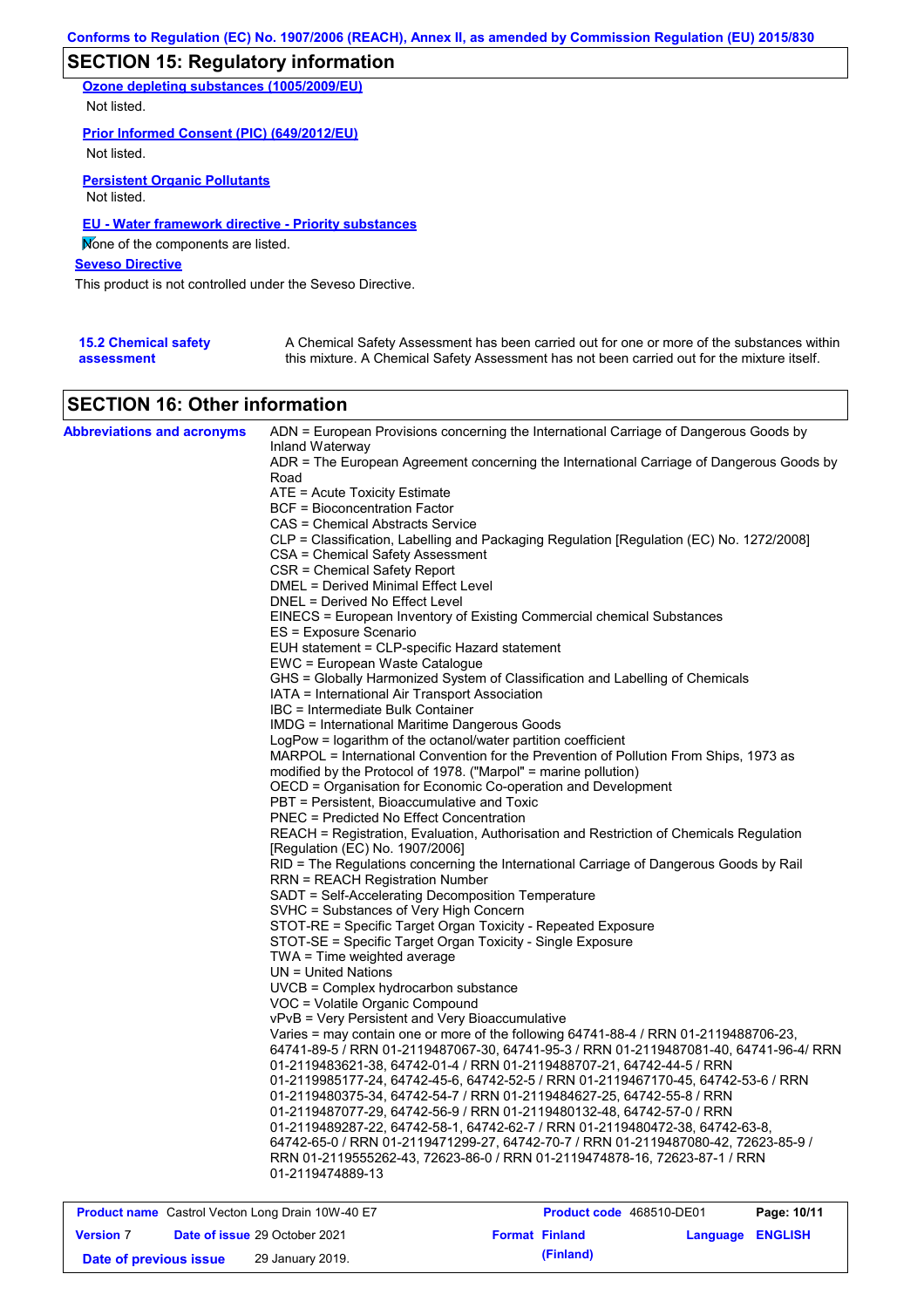## SECTION 15: Regulatory information

**Ozone depleting substances (1005/2009/EU)**

Not listed.

**Prior Informed Consent (PIC) (649/2012/EU)**

Not listed.

**Persistent Organic Pollutants**

Not listed.

**EU - Water framework directive - Priority substances**

None of the components are listed.

**Seveso Directive**

This product is not controlled under the Seveso Directive.

**15.2 Chemical safety assessment**

A Chemical Safety Assessment has been carried out for one or more of the substances within this mixture. A Chemical Safety Assessment has not been carried out for the mixture itself.

## SECTION 16: Other information

**Abbreviations and acronyms**

ADN = European Provisions concerning the International Carriage of Dangerous Goods by Inland Waterway
ADR = The European Agreement concerning the International Carriage of Dangerous Goods by Road
ATE = Acute Toxicity Estimate
BCF = Bioconcentration Factor
CAS = Chemical Abstracts Service
CLP = Classification, Labelling and Packaging Regulation [Regulation (EC) No. 1272/2008]
CSA = Chemical Safety Assessment
CSR = Chemical Safety Report
DMEL = Derived Minimal Effect Level
DNEL = Derived No Effect Level
EINECS = European Inventory of Existing Commercial chemical Substances
ES = Exposure Scenario
EUH statement = CLP-specific Hazard statement
EWC = European Waste Catalogue
GHS = Globally Harmonized System of Classification and Labelling of Chemicals
IATA = International Air Transport Association
IBC = Intermediate Bulk Container
IMDG = International Maritime Dangerous Goods
LogPow = logarithm of the octanol/water partition coefficient
MARPOL = International Convention for the Prevention of Pollution From Ships, 1973 as modified by the Protocol of 1978. ("Marpol" = marine pollution)
OECD = Organisation for Economic Co-operation and Development
PBT = Persistent, Bioaccumulative and Toxic
PNEC = Predicted No Effect Concentration
REACH = Registration, Evaluation, Authorisation and Restriction of Chemicals Regulation [Regulation (EC) No. 1907/2006]
RID = The Regulations concerning the International Carriage of Dangerous Goods by Rail
RRN = REACH Registration Number
SADT = Self-Accelerating Decomposition Temperature
SVHC = Substances of Very High Concern
STOT-RE = Specific Target Organ Toxicity - Repeated Exposure
STOT-SE = Specific Target Organ Toxicity - Single Exposure
TWA = Time weighted average
UN = United Nations
UVCB = Complex hydrocarbon substance
VOC = Volatile Organic Compound
vPvB = Very Persistent and Very Bioaccumulative
Varies = may contain one or more of the following 64741-88-4 / RRN 01-2119488706-23, 64741-89-5 / RRN 01-2119487067-30, 64741-95-3 / RRN 01-2119487081-40, 64741-96-4/ RRN 01-2119483621-38, 64742-01-4 / RRN 01-2119488707-21, 64742-44-5 / RRN 01-2119985177-24, 64742-45-6, 64742-52-5 / RRN 01-2119467170-45, 64742-53-6 / RRN 01-2119480375-34, 64742-54-7 / RRN 01-2119484627-25, 64742-55-8 / RRN 01-2119487077-29, 64742-56-9 / RRN 01-2119480132-48, 64742-57-0 / RRN 01-2119489287-22, 64742-58-1, 64742-62-7 / RRN 01-2119480472-38, 64742-63-8, 64742-65-0 / RRN 01-2119471299-27, 64742-70-7 / RRN 01-2119487080-42, 72623-85-9 / RRN 01-2119555262-43, 72623-86-0 / RRN 01-2119474878-16, 72623-87-1 / RRN 01-2119474889-13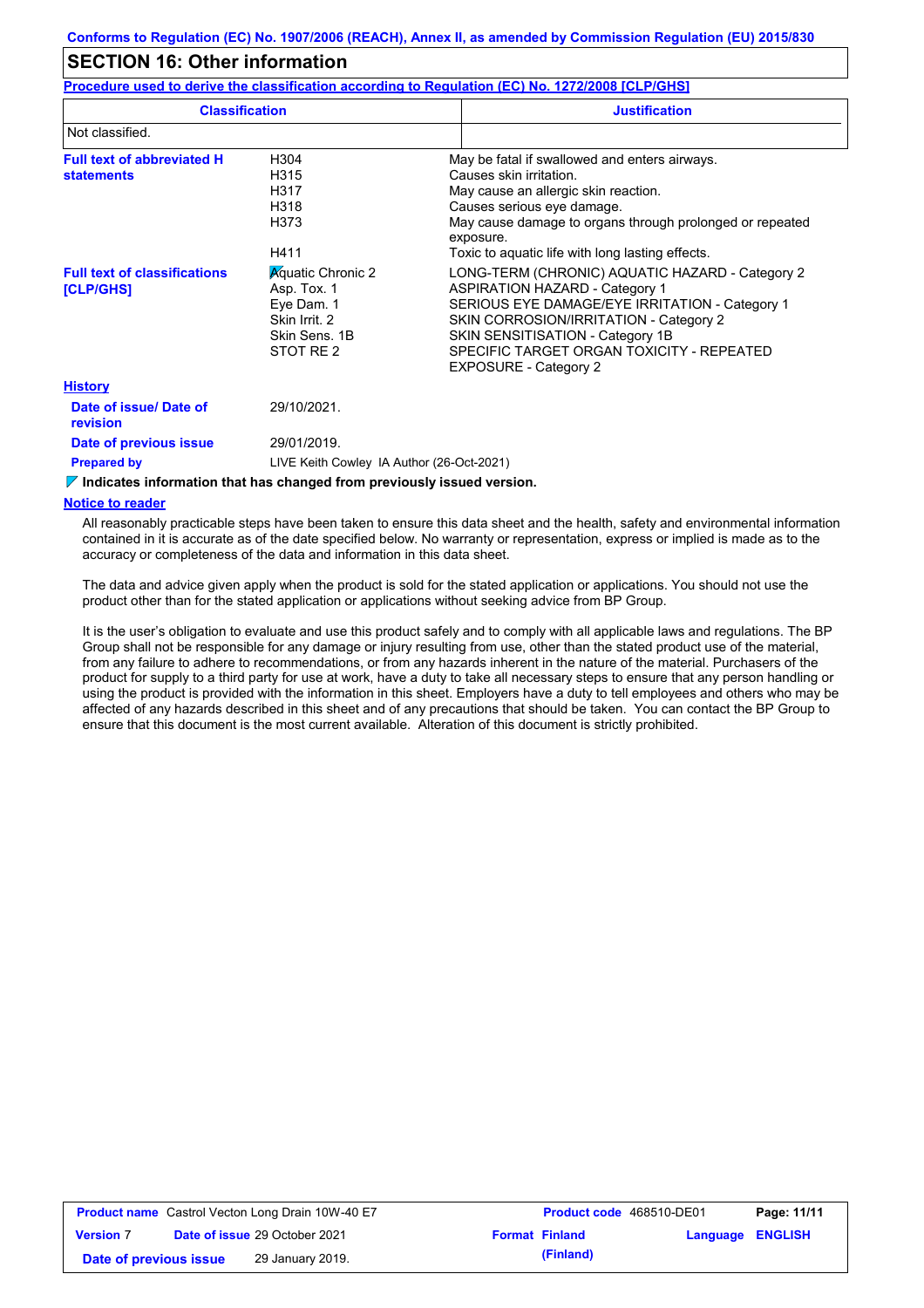Conforms to Regulation (EC) No. 1907/2006 (REACH), Annex II, as amended by Commission Regulation (EU) 2015/830

## SECTION 16: Other information

**Procedure used to derive the classification according to Regulation (EC) No. 1272/2008 [CLP/GHS]**

| Classification | Justification |
|---|---|
| Not classified. | |

| | | |
|---|---|---|
| **Full text of abbreviated H statements** | H304 | May be fatal if swallowed and enters airways. |
| | H315 | Causes skin irritation. |
| | H317 | May cause an allergic skin reaction. |
| | H318 | Causes serious eye damage. |
| | H373 | May cause damage to organs through prolonged or repeated exposure. |
| | H411 | Toxic to aquatic life with long lasting effects. |
| **Full text of classifications [CLP/GHS]** | Aquatic Chronic 2 | LONG-TERM (CHRONIC) AQUATIC HAZARD - Category 2 |
| | Asp. Tox. 1 | ASPIRATION HAZARD - Category 1 |
| | Eye Dam. 1 | SERIOUS EYE DAMAGE/EYE IRRITATION - Category 1 |
| | Skin Irrit. 2 | SKIN CORROSION/IRRITATION - Category 2 |
| | Skin Sens. 1B | SKIN SENSITISATION - Category 1B |
| | STOT RE 2 | SPECIFIC TARGET ORGAN TOXICITY - REPEATED EXPOSURE - Category 2 |

**History**

| | |
|---|---|
| **Date of issue/ Date of revision** | 29/10/2021. |
| **Date of previous issue** | 29/01/2019. |
| **Prepared by** | LIVE Keith Cowley IA Author (26-Oct-2021) |

**Indicates information that has changed from previously issued version.**

**Notice to reader**

All reasonably practicable steps have been taken to ensure this data sheet and the health, safety and environmental information contained in it is accurate as of the date specified below. No warranty or representation, express or implied is made as to the accuracy or completeness of the data and information in this data sheet.

The data and advice given apply when the product is sold for the stated application or applications. You should not use the product other than for the stated application or applications without seeking advice from BP Group.

It is the user's obligation to evaluate and use this product safely and to comply with all applicable laws and regulations. The BP Group shall not be responsible for any damage or injury resulting from use, other than the stated product use of the material, from any failure to adhere to recommendations, or from any hazards inherent in the nature of the material. Purchasers of the product for supply to a third party for use at work, have a duty to take all necessary steps to ensure that any person handling or using the product is provided with the information in this sheet. Employers have a duty to tell employees and others who may be affected of any hazards described in this sheet and of any precautions that should be taken. You can contact the BP Group to ensure that this document is the most current available. Alteration of this document is strictly prohibited.